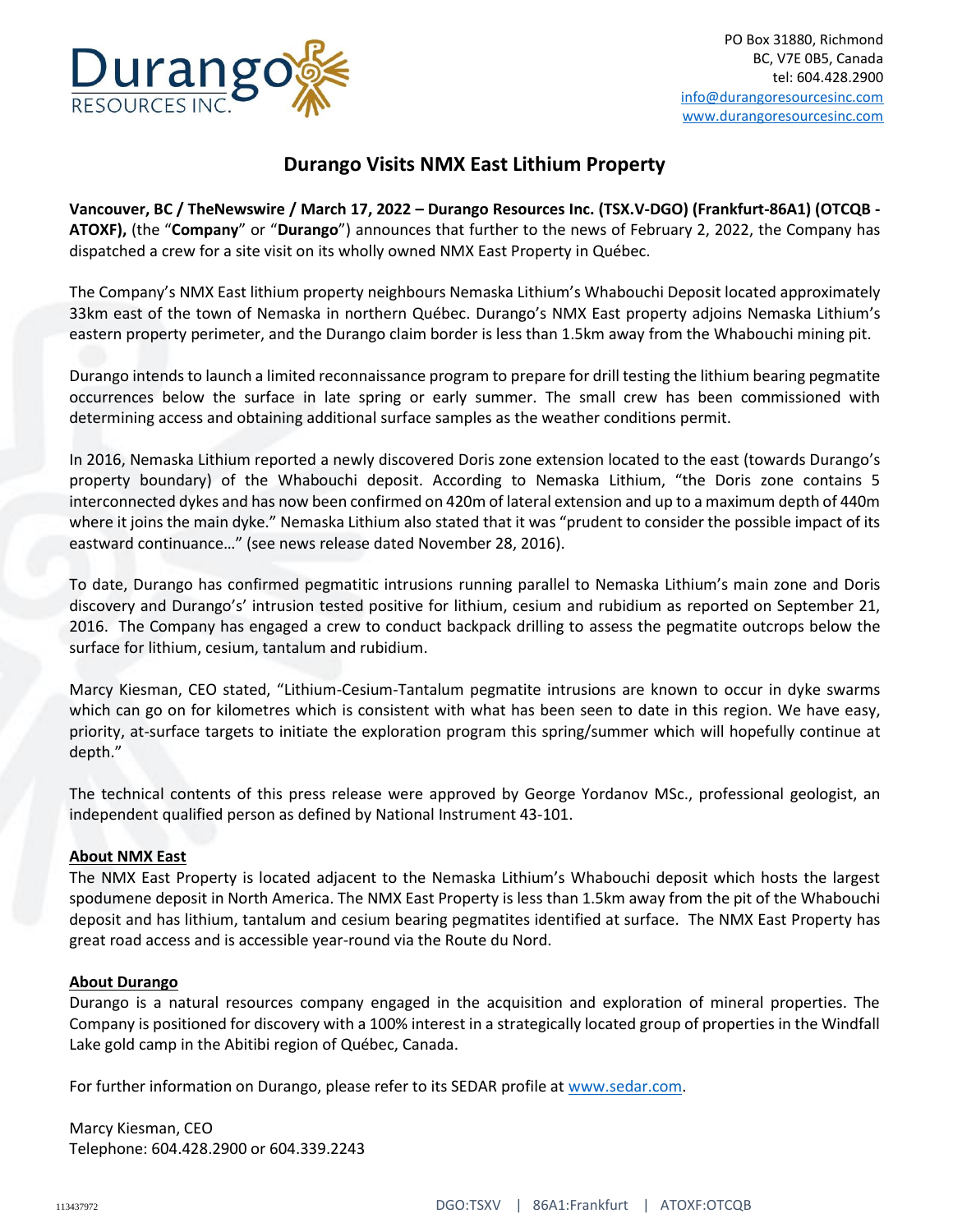PO Box 31880, Richmond
BC, V7E 0B5, Canada
tel: 604.428.2900
info@durangoresourcesinc.com
www.durangoresourcesinc.com

# Durango Visits NMX East Lithium Property

**Vancouver, BC / TheNewswire / March 17, 2022 – Durango Resources Inc. (TSX.V-DGO) (Frankfurt-86A1) (OTCQB - ATOXF),** (the "**Company**" or "**Durango**") announces that further to the news of February 2, 2022, the Company has dispatched a crew for a site visit on its wholly owned NMX East Property in Québec.

The Company's NMX East lithium property neighbours Nemaska Lithium's Whabouchi Deposit located approximately 33km east of the town of Nemaska in northern Québec. Durango's NMX East property adjoins Nemaska Lithium's eastern property perimeter, and the Durango claim border is less than 1.5km away from the Whabouchi mining pit.

Durango intends to launch a limited reconnaissance program to prepare for drill testing the lithium bearing pegmatite occurrences below the surface in late spring or early summer. The small crew has been commissioned with determining access and obtaining additional surface samples as the weather conditions permit.

In 2016, Nemaska Lithium reported a newly discovered Doris zone extension located to the east (towards Durango's property boundary) of the Whabouchi deposit. According to Nemaska Lithium, "the Doris zone contains 5 interconnected dykes and has now been confirmed on 420m of lateral extension and up to a maximum depth of 440m where it joins the main dyke." Nemaska Lithium also stated that it was "prudent to consider the possible impact of its eastward continuance…" (see news release dated November 28, 2016).

To date, Durango has confirmed pegmatitic intrusions running parallel to Nemaska Lithium's main zone and Doris discovery and Durango's' intrusion tested positive for lithium, cesium and rubidium as reported on September 21, 2016. The Company has engaged a crew to conduct backpack drilling to assess the pegmatite outcrops below the surface for lithium, cesium, tantalum and rubidium.

Marcy Kiesman, CEO stated, "Lithium-Cesium-Tantalum pegmatite intrusions are known to occur in dyke swarms which can go on for kilometres which is consistent with what has been seen to date in this region. We have easy, priority, at-surface targets to initiate the exploration program this spring/summer which will hopefully continue at depth."

The technical contents of this press release were approved by George Yordanov MSc., professional geologist, an independent qualified person as defined by National Instrument 43-101.

## About NMX East

The NMX East Property is located adjacent to the Nemaska Lithium's Whabouchi deposit which hosts the largest spodumene deposit in North America. The NMX East Property is less than 1.5km away from the pit of the Whabouchi deposit and has lithium, tantalum and cesium bearing pegmatites identified at surface. The NMX East Property has great road access and is accessible year-round via the Route du Nord.

## About Durango

Durango is a natural resources company engaged in the acquisition and exploration of mineral properties. The Company is positioned for discovery with a 100% interest in a strategically located group of properties in the Windfall Lake gold camp in the Abitibi region of Québec, Canada.

For further information on Durango, please refer to its SEDAR profile at www.sedar.com.

Marcy Kiesman, CEO
Telephone: 604.428.2900 or 604.339.2243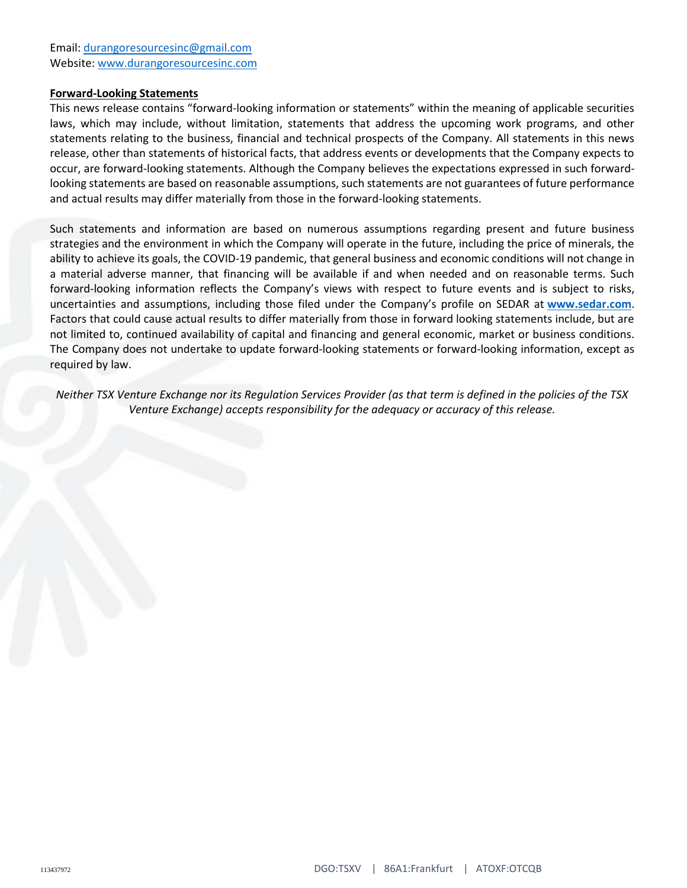Email: durangoresourcesinc@gmail.com
Website: www.durangoresourcesinc.com

**Forward-Looking Statements**

This news release contains "forward-looking information or statements" within the meaning of applicable securities laws, which may include, without limitation, statements that address the upcoming work programs, and other statements relating to the business, financial and technical prospects of the Company. All statements in this news release, other than statements of historical facts, that address events or developments that the Company expects to occur, are forward-looking statements. Although the Company believes the expectations expressed in such forward-looking statements are based on reasonable assumptions, such statements are not guarantees of future performance and actual results may differ materially from those in the forward-looking statements.

Such statements and information are based on numerous assumptions regarding present and future business strategies and the environment in which the Company will operate in the future, including the price of minerals, the ability to achieve its goals, the COVID-19 pandemic, that general business and economic conditions will not change in a material adverse manner, that financing will be available if and when needed and on reasonable terms. Such forward-looking information reflects the Company's views with respect to future events and is subject to risks, uncertainties and assumptions, including those filed under the Company's profile on SEDAR at **www.sedar.com**. Factors that could cause actual results to differ materially from those in forward looking statements include, but are not limited to, continued availability of capital and financing and general economic, market or business conditions. The Company does not undertake to update forward-looking statements or forward-looking information, except as required by law.

*Neither TSX Venture Exchange nor its Regulation Services Provider (as that term is defined in the policies of the TSX Venture Exchange) accepts responsibility for the adequacy or accuracy of this release.*

113437972